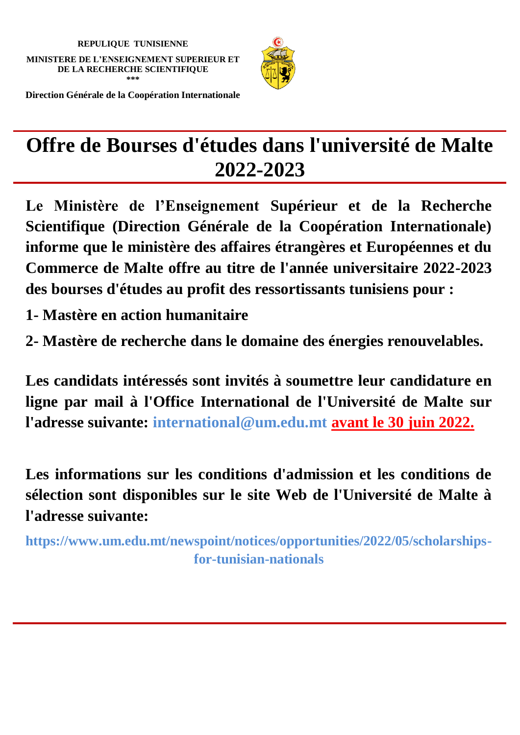**REPUBLIQUE TUNISIENNE**

**MINISTERE DE L'ENSEIGNEMENT SUPERIEUR ET DE LA RECHERCHE SCIENTIFIQUE**

***

**Direction Générale de la Coopération Internationale**

# Offre de Bourses d'études dans l'université de Malte 2022-2023

**Le Ministère de l'Enseignement Supérieur et de la Recherche Scientifique (Direction Générale de la Coopération Internationale) informe que le ministère des affaires étrangères et Européennes et du Commerce de Malte offre au titre de l'année universitaire 2022-2023 des bourses d'études au profit des ressortissants tunisiens pour :**

**1- Mastère en action humanitaire**

**2- Mastère de recherche dans le domaine des énergies renouvelables.**

**Les candidats intéressés sont invités à soumettre leur candidature en ligne par mail à l'Office International de l'Université de Malte sur l'adresse suivante: international@um.edu.mt avant le 30 juin 2022.**

**Les informations sur les conditions d'admission et les conditions de sélection sont disponibles sur le site Web de l'Université de Malte à l'adresse suivante:**

**https://www.um.edu.mt/newspoint/notices/opportunities/2022/05/scholarships-for-tunisian-nationals**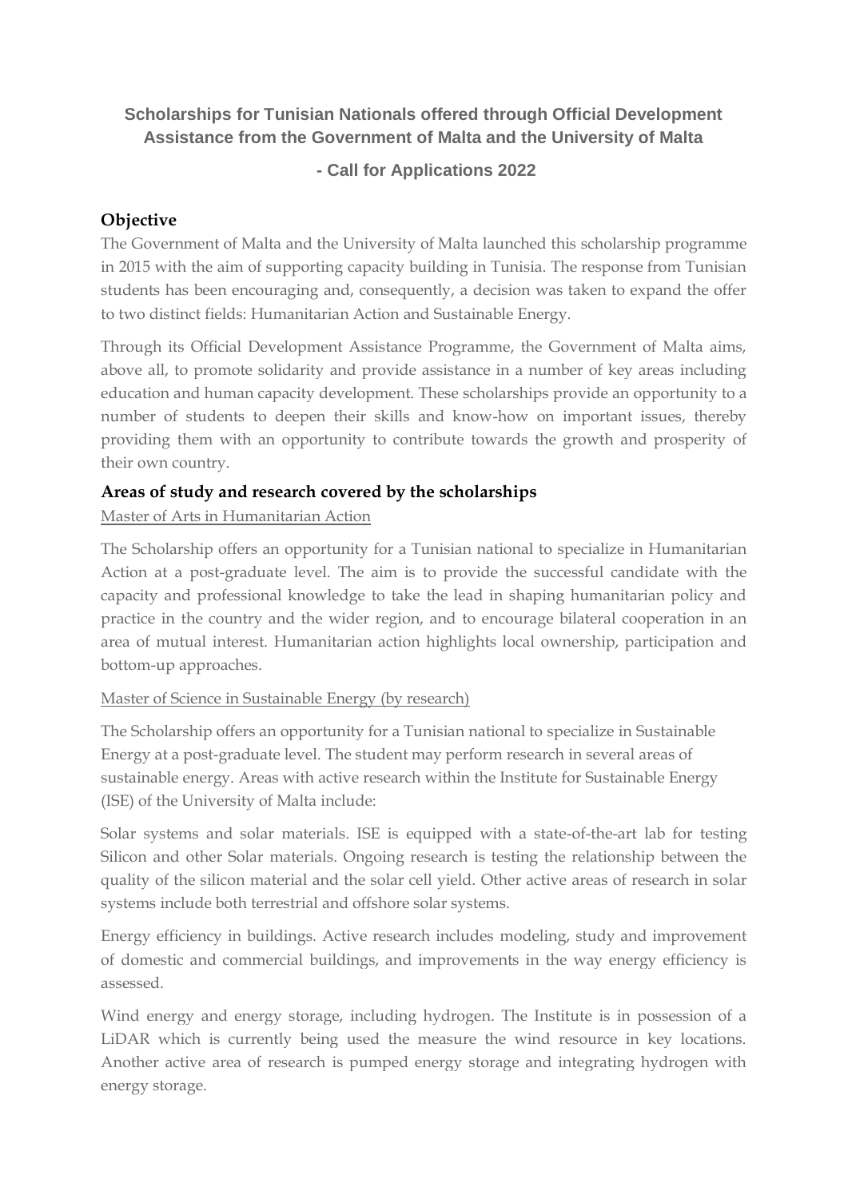**Scholarships for Tunisian Nationals offered through Official Development Assistance from the Government of Malta and the University of Malta**

**- Call for Applications 2022**

## Objective

The Government of Malta and the University of Malta launched this scholarship programme in 2015 with the aim of supporting capacity building in Tunisia. The response from Tunisian students has been encouraging and, consequently, a decision was taken to expand the offer to two distinct fields: Humanitarian Action and Sustainable Energy.

Through its Official Development Assistance Programme, the Government of Malta aims, above all, to promote solidarity and provide assistance in a number of key areas including education and human capacity development. These scholarships provide an opportunity to a number of students to deepen their skills and know-how on important issues, thereby providing them with an opportunity to contribute towards the growth and prosperity of their own country.

## Areas of study and research covered by the scholarships

### Master of Arts in Humanitarian Action

The Scholarship offers an opportunity for a Tunisian national to specialize in Humanitarian Action at a post-graduate level. The aim is to provide the successful candidate with the capacity and professional knowledge to take the lead in shaping humanitarian policy and practice in the country and the wider region, and to encourage bilateral cooperation in an area of mutual interest. Humanitarian action highlights local ownership, participation and bottom-up approaches.

### Master of Science in Sustainable Energy (by research)

The Scholarship offers an opportunity for a Tunisian national to specialize in Sustainable Energy at a post-graduate level. The student may perform research in several areas of sustainable energy. Areas with active research within the Institute for Sustainable Energy (ISE) of the University of Malta include:

Solar systems and solar materials. ISE is equipped with a state-of-the-art lab for testing Silicon and other Solar materials. Ongoing research is testing the relationship between the quality of the silicon material and the solar cell yield. Other active areas of research in solar systems include both terrestrial and offshore solar systems.

Energy efficiency in buildings. Active research includes modeling, study and improvement of domestic and commercial buildings, and improvements in the way energy efficiency is assessed.

Wind energy and energy storage, including hydrogen. The Institute is in possession of a LiDAR which is currently being used the measure the wind resource in key locations. Another active area of research is pumped energy storage and integrating hydrogen with energy storage.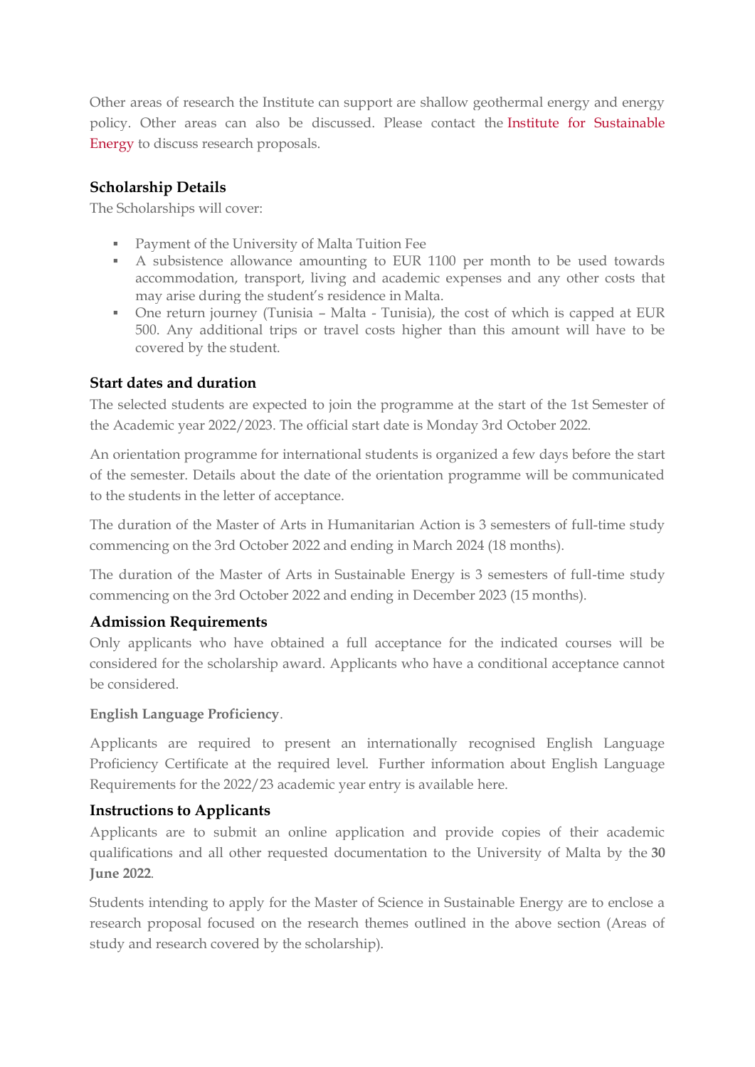Other areas of research the Institute can support are shallow geothermal energy and energy policy. Other areas can also be discussed. Please contact the Institute for Sustainable Energy to discuss research proposals.

### Scholarship Details

The Scholarships will cover:

- Payment of the University of Malta Tuition Fee
- A subsistence allowance amounting to EUR 1100 per month to be used towards accommodation, transport, living and academic expenses and any other costs that may arise during the student's residence in Malta.
- One return journey (Tunisia – Malta - Tunisia), the cost of which is capped at EUR 500. Any additional trips or travel costs higher than this amount will have to be covered by the student.

### Start dates and duration

The selected students are expected to join the programme at the start of the 1st Semester of the Academic year 2022/2023. The official start date is Monday 3rd October 2022.

An orientation programme for international students is organized a few days before the start of the semester. Details about the date of the orientation programme will be communicated to the students in the letter of acceptance.

The duration of the Master of Arts in Humanitarian Action is 3 semesters of full-time study commencing on the 3rd October 2022 and ending in March 2024 (18 months).

The duration of the Master of Arts in Sustainable Energy is 3 semesters of full-time study commencing on the 3rd October 2022 and ending in December 2023 (15 months).

### Admission Requirements

Only applicants who have obtained a full acceptance for the indicated courses will be considered for the scholarship award. Applicants who have a conditional acceptance cannot be considered.

**English Language Proficiency**.

Applicants are required to present an internationally recognised English Language Proficiency Certificate at the required level. Further information about English Language Requirements for the 2022/23 academic year entry is available here.

### Instructions to Applicants

Applicants are to submit an online application and provide copies of their academic qualifications and all other requested documentation to the University of Malta by the **30 June 2022**.

Students intending to apply for the Master of Science in Sustainable Energy are to enclose a research proposal focused on the research themes outlined in the above section (Areas of study and research covered by the scholarship).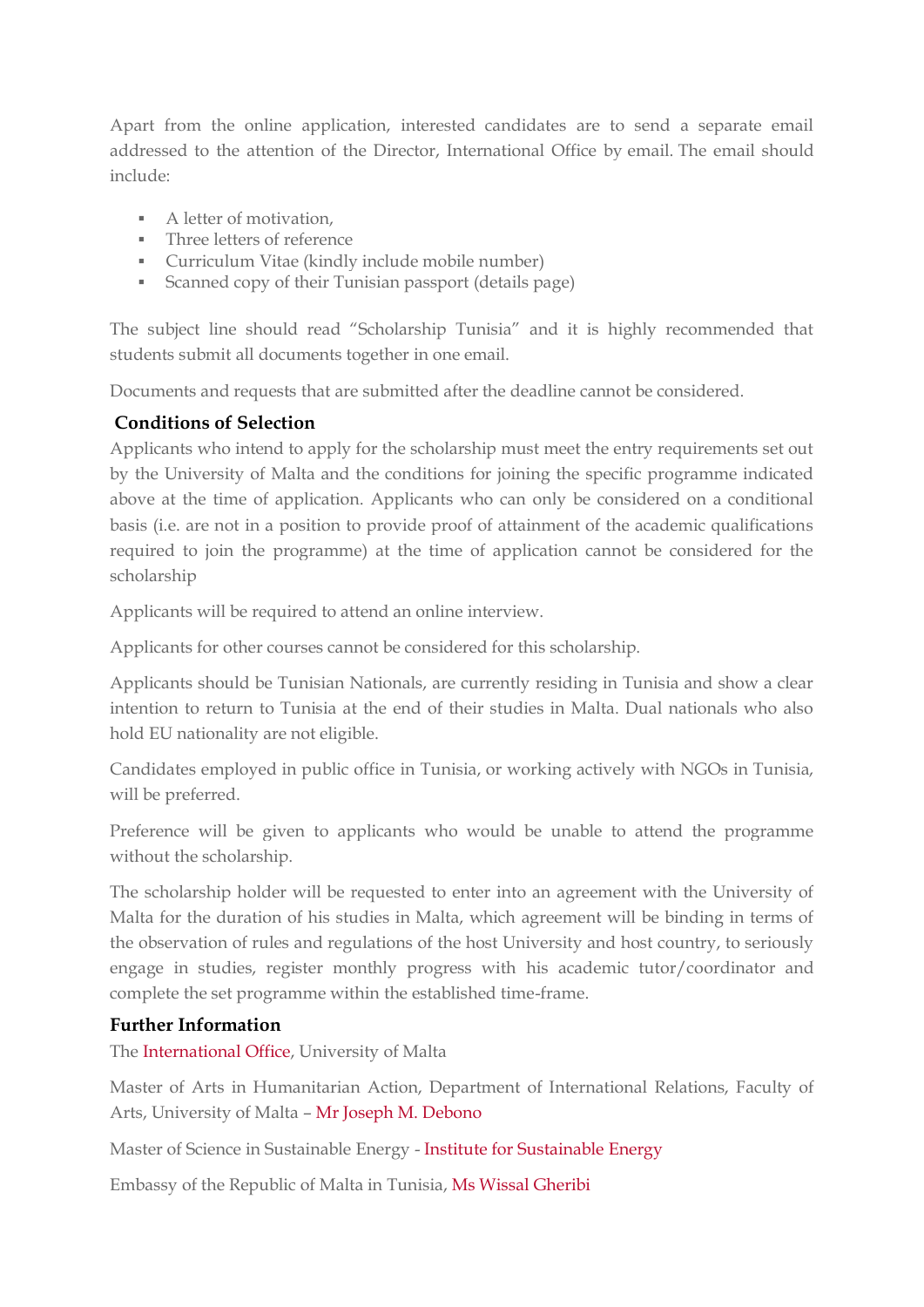Apart from the online application, interested candidates are to send a separate email addressed to the attention of the Director, International Office by email. The email should include:

- A letter of motivation,
- Three letters of reference
- Curriculum Vitae (kindly include mobile number)
- Scanned copy of their Tunisian passport (details page)

The subject line should read "Scholarship Tunisia" and it is highly recommended that students submit all documents together in one email.

Documents and requests that are submitted after the deadline cannot be considered.

### Conditions of Selection

Applicants who intend to apply for the scholarship must meet the entry requirements set out by the University of Malta and the conditions for joining the specific programme indicated above at the time of application. Applicants who can only be considered on a conditional basis (i.e. are not in a position to provide proof of attainment of the academic qualifications required to join the programme) at the time of application cannot be considered for the scholarship

Applicants will be required to attend an online interview.

Applicants for other courses cannot be considered for this scholarship.

Applicants should be Tunisian Nationals, are currently residing in Tunisia and show a clear intention to return to Tunisia at the end of their studies in Malta. Dual nationals who also hold EU nationality are not eligible.

Candidates employed in public office in Tunisia, or working actively with NGOs in Tunisia, will be preferred.

Preference will be given to applicants who would be unable to attend the programme without the scholarship.

The scholarship holder will be requested to enter into an agreement with the University of Malta for the duration of his studies in Malta, which agreement will be binding in terms of the observation of rules and regulations of the host University and host country, to seriously engage in studies, register monthly progress with his academic tutor/coordinator and complete the set programme within the established time-frame.

### Further Information

The International Office, University of Malta

Master of Arts in Humanitarian Action, Department of International Relations, Faculty of Arts, University of Malta – Mr Joseph M. Debono

Master of Science in Sustainable Energy - Institute for Sustainable Energy

Embassy of the Republic of Malta in Tunisia, Ms Wissal Gheribi